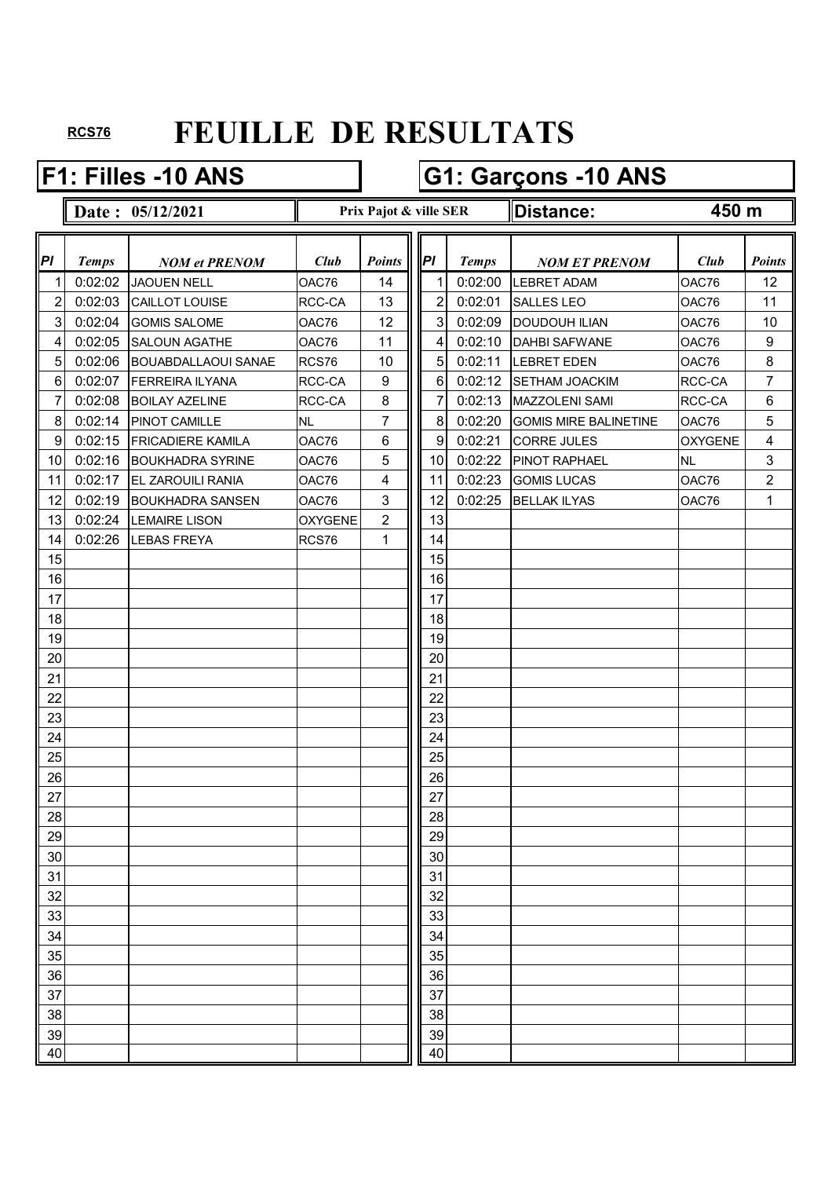RCS76

# FEUILLE DE RESULTATS

## F1: Filles -10 ANS

## G1: Garçons -10 ANS

**Date : 05/12/2021** | **Prix Pajot & ville SER** | **Distance: 450 m**

| Pl | Temps | NOM et PRENOM | Club | Points | Pl | Temps | NOM ET PRENOM | Club | Points |
|---|---|---|---|---|---|---|---|---|---|
| 1 | 0:02:02 | JAOUEN NELL | OAC76 | 14 | 1 | 0:02:00 | LEBRET ADAM | OAC76 | 12 |
| 2 | 0:02:03 | CAILLOT LOUISE | RCC-CA | 13 | 2 | 0:02:01 | SALLES LEO | OAC76 | 11 |
| 3 | 0:02:04 | GOMIS SALOME | OAC76 | 12 | 3 | 0:02:09 | DOUDOUH ILIAN | OAC76 | 10 |
| 4 | 0:02:05 | SALOUN AGATHE | OAC76 | 11 | 4 | 0:02:10 | DAHBI SAFWANE | OAC76 | 9 |
| 5 | 0:02:06 | BOUABDALLAOUI SANAE | RCS76 | 10 | 5 | 0:02:11 | LEBRET EDEN | OAC76 | 8 |
| 6 | 0:02:07 | FERREIRA ILYANA | RCC-CA | 9 | 6 | 0:02:12 | SETHAM JOACKIM | RCC-CA | 7 |
| 7 | 0:02:08 | BOILAY AZELINE | RCC-CA | 8 | 7 | 0:02:13 | MAZZOLENI SAMI | RCC-CA | 6 |
| 8 | 0:02:14 | PINOT CAMILLE | NL | 7 | 8 | 0:02:20 | GOMIS MIRE BALINETINE | OAC76 | 5 |
| 9 | 0:02:15 | FRICADIERE KAMILA | OAC76 | 6 | 9 | 0:02:21 | CORRE JULES | OXYGENE | 4 |
| 10 | 0:02:16 | BOUKHADRA SYRINE | OAC76 | 5 | 10 | 0:02:22 | PINOT RAPHAEL | NL | 3 |
| 11 | 0:02:17 | EL ZAROUILI RANIA | OAC76 | 4 | 11 | 0:02:23 | GOMIS LUCAS | OAC76 | 2 |
| 12 | 0:02:19 | BOUKHADRA SANSEN | OAC76 | 3 | 12 | 0:02:25 | BELLAK ILYAS | OAC76 | 1 |
| 13 | 0:02:24 | LEMAIRE LISON | OXYGENE | 2 | 13 | | | | |
| 14 | 0:02:26 | LEBAS FREYA | RCS76 | 1 | 14 | | | | |
| 15 | | | | | 15 | | | | |
| 16 | | | | | 16 | | | | |
| 17 | | | | | 17 | | | | |
| 18 | | | | | 18 | | | | |
| 19 | | | | | 19 | | | | |
| 20 | | | | | 20 | | | | |
| 21 | | | | | 21 | | | | |
| 22 | | | | | 22 | | | | |
| 23 | | | | | 23 | | | | |
| 24 | | | | | 24 | | | | |
| 25 | | | | | 25 | | | | |
| 26 | | | | | 26 | | | | |
| 27 | | | | | 27 | | | | |
| 28 | | | | | 28 | | | | |
| 29 | | | | | 29 | | | | |
| 30 | | | | | 30 | | | | |
| 31 | | | | | 31 | | | | |
| 32 | | | | | 32 | | | | |
| 33 | | | | | 33 | | | | |
| 34 | | | | | 34 | | | | |
| 35 | | | | | 35 | | | | |
| 36 | | | | | 36 | | | | |
| 37 | | | | | 37 | | | | |
| 38 | | | | | 38 | | | | |
| 39 | | | | | 39 | | | | |
| 40 | | | | | 40 | | | | |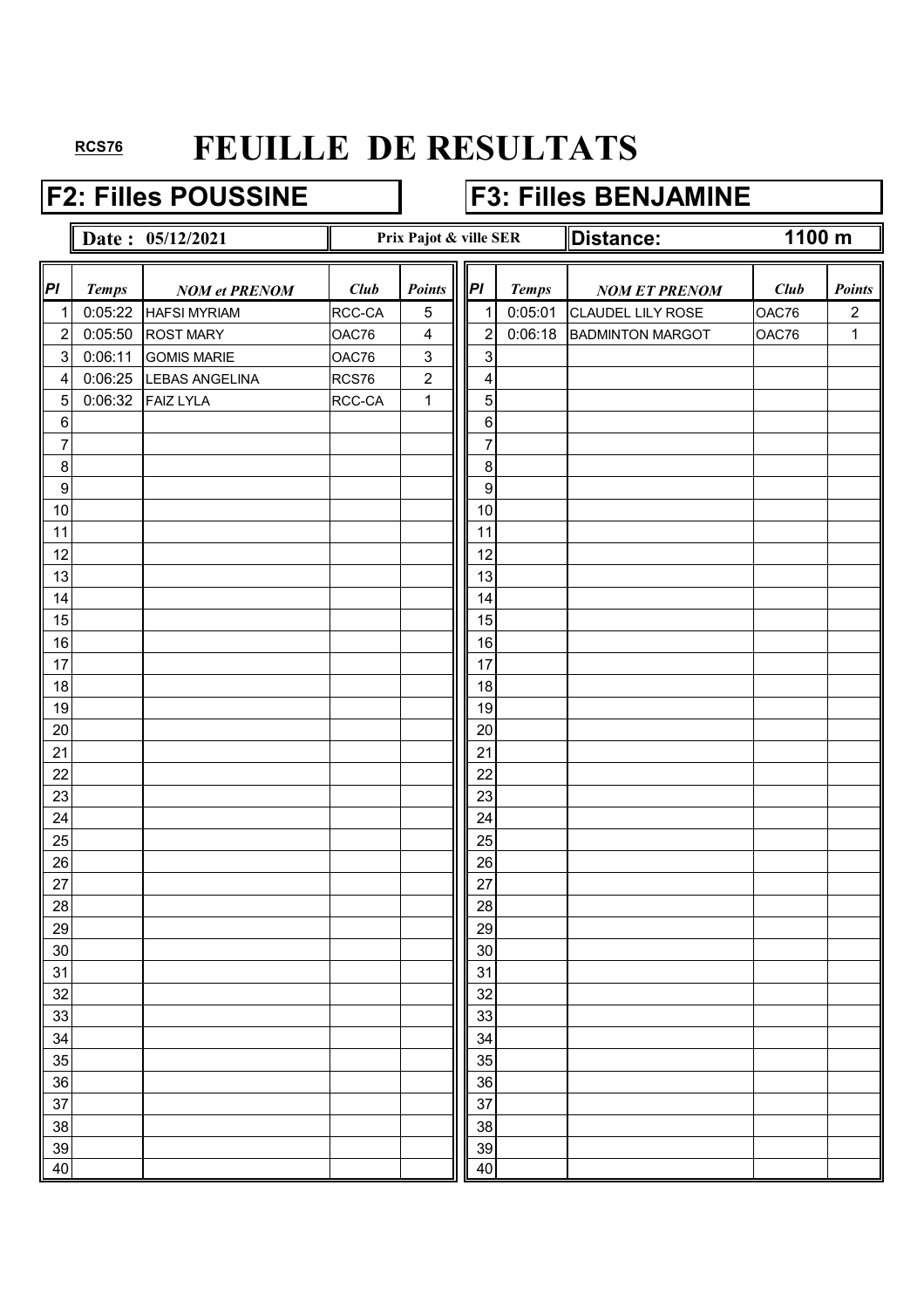RCS76

# FEUILLE DE RESULTATS

## F2: Filles POUSSINE

## F3: Filles BENJAMINE

**Date : 05/12/2021** | **Prix Pajot & ville SER** | **Distance: 1100 m**

| Pl | Temps | NOM et PRENOM | Club | Points | Pl | Temps | NOM ET PRENOM | Club | Points |
|---|---|---|---|---|---|---|---|---|---|
| 1 | 0:05:22 | HAFSI MYRIAM | RCC-CA | 5 | 1 | 0:05:01 | CLAUDEL LILY ROSE | OAC76 | 2 |
| 2 | 0:05:50 | ROST MARY | OAC76 | 4 | 2 | 0:06:18 | BADMINTON MARGOT | OAC76 | 1 |
| 3 | 0:06:11 | GOMIS MARIE | OAC76 | 3 | 3 | | | | |
| 4 | 0:06:25 | LEBAS ANGELINA | RCS76 | 2 | 4 | | | | |
| 5 | 0:06:32 | FAIZ LYLA | RCC-CA | 1 | 5 | | | | |
| 6 | | | | | 6 | | | | |
| 7 | | | | | 7 | | | | |
| 8 | | | | | 8 | | | | |
| 9 | | | | | 9 | | | | |
| 10 | | | | | 10 | | | | |
| 11 | | | | | 11 | | | | |
| 12 | | | | | 12 | | | | |
| 13 | | | | | 13 | | | | |
| 14 | | | | | 14 | | | | |
| 15 | | | | | 15 | | | | |
| 16 | | | | | 16 | | | | |
| 17 | | | | | 17 | | | | |
| 18 | | | | | 18 | | | | |
| 19 | | | | | 19 | | | | |
| 20 | | | | | 20 | | | | |
| 21 | | | | | 21 | | | | |
| 22 | | | | | 22 | | | | |
| 23 | | | | | 23 | | | | |
| 24 | | | | | 24 | | | | |
| 25 | | | | | 25 | | | | |
| 26 | | | | | 26 | | | | |
| 27 | | | | | 27 | | | | |
| 28 | | | | | 28 | | | | |
| 29 | | | | | 29 | | | | |
| 30 | | | | | 30 | | | | |
| 31 | | | | | 31 | | | | |
| 32 | | | | | 32 | | | | |
| 33 | | | | | 33 | | | | |
| 34 | | | | | 34 | | | | |
| 35 | | | | | 35 | | | | |
| 36 | | | | | 36 | | | | |
| 37 | | | | | 37 | | | | |
| 38 | | | | | 38 | | | | |
| 39 | | | | | 39 | | | | |
| 40 | | | | | 40 | | | | |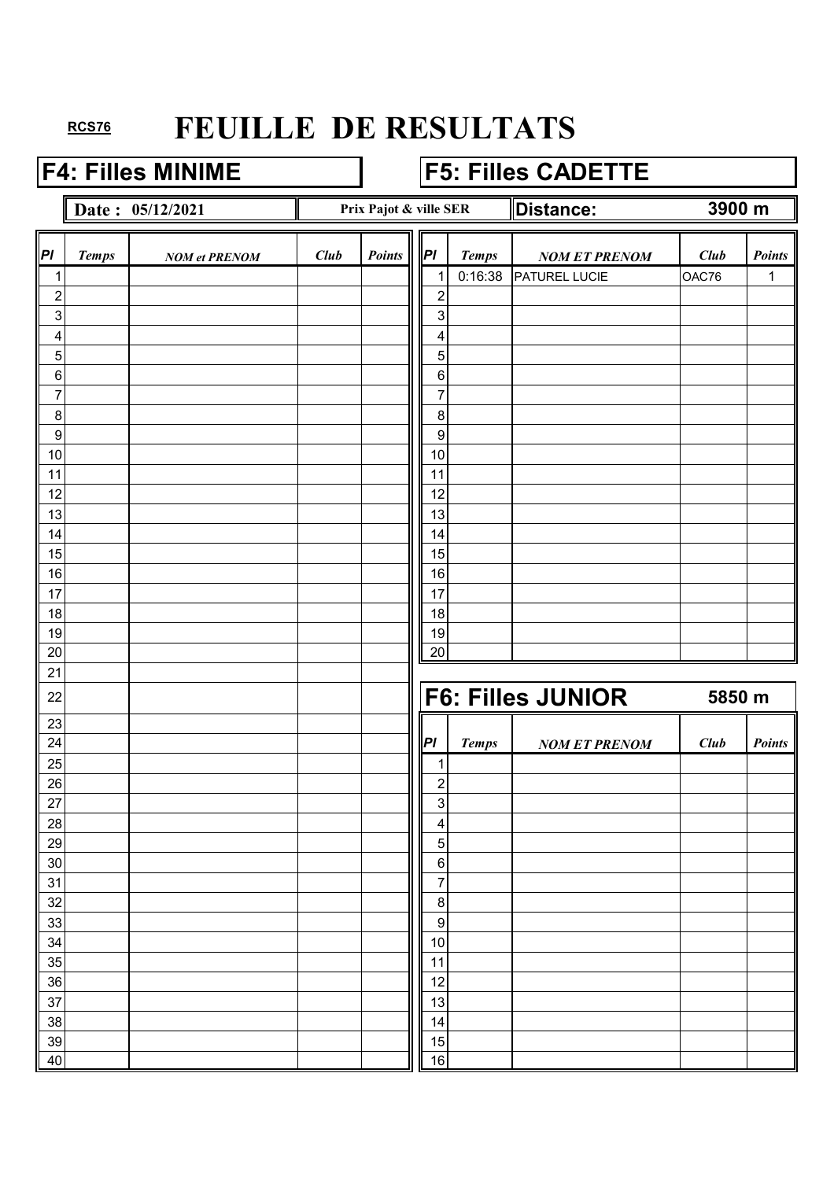RCS76

# FEUILLE DE RESULTATS

## F4: Filles MINIME

**Date : 05/12/2021** | **Prix Pajot & ville SER** | **Distance: 3900 m**

| Pl | Temps | NOM et PRENOM | Club | Points |
|---|---|---|---|---|
| 1 | | | | |
| 2 | | | | |
| 3 | | | | |
| 4 | | | | |
| 5 | | | | |
| 6 | | | | |
| 7 | | | | |
| 8 | | | | |
| 9 | | | | |
| 10 | | | | |
| 11 | | | | |
| 12 | | | | |
| 13 | | | | |
| 14 | | | | |
| 15 | | | | |
| 16 | | | | |
| 17 | | | | |
| 18 | | | | |
| 19 | | | | |
| 20 | | | | |
| 21 | | | | |
| 22 | | | | |
| 23 | | | | |
| 24 | | | | |
| 25 | | | | |
| 26 | | | | |
| 27 | | | | |
| 28 | | | | |
| 29 | | | | |
| 30 | | | | |
| 31 | | | | |
| 32 | | | | |
| 33 | | | | |
| 34 | | | | |
| 35 | | | | |
| 36 | | | | |
| 37 | | | | |
| 38 | | | | |
| 39 | | | | |
| 40 | | | | |

## F5: Filles CADETTE

| Pl | Temps | NOM ET PRENOM | Club | Points |
|---|---|---|---|---|
| 1 | 0:16:38 | PATUREL LUCIE | OAC76 | 1 |
| 2 | | | | |
| 3 | | | | |
| 4 | | | | |
| 5 | | | | |
| 6 | | | | |
| 7 | | | | |
| 8 | | | | |
| 9 | | | | |
| 10 | | | | |
| 11 | | | | |
| 12 | | | | |
| 13 | | | | |
| 14 | | | | |
| 15 | | | | |
| 16 | | | | |
| 17 | | | | |
| 18 | | | | |
| 19 | | | | |
| 20 | | | | |

## F6: Filles JUNIOR — 5850 m

| Pl | Temps | NOM ET PRENOM | Club | Points |
|---|---|---|---|---|
| 1 | | | | |
| 2 | | | | |
| 3 | | | | |
| 4 | | | | |
| 5 | | | | |
| 6 | | | | |
| 7 | | | | |
| 8 | | | | |
| 9 | | | | |
| 10 | | | | |
| 11 | | | | |
| 12 | | | | |
| 13 | | | | |
| 14 | | | | |
| 15 | | | | |
| 16 | | | | |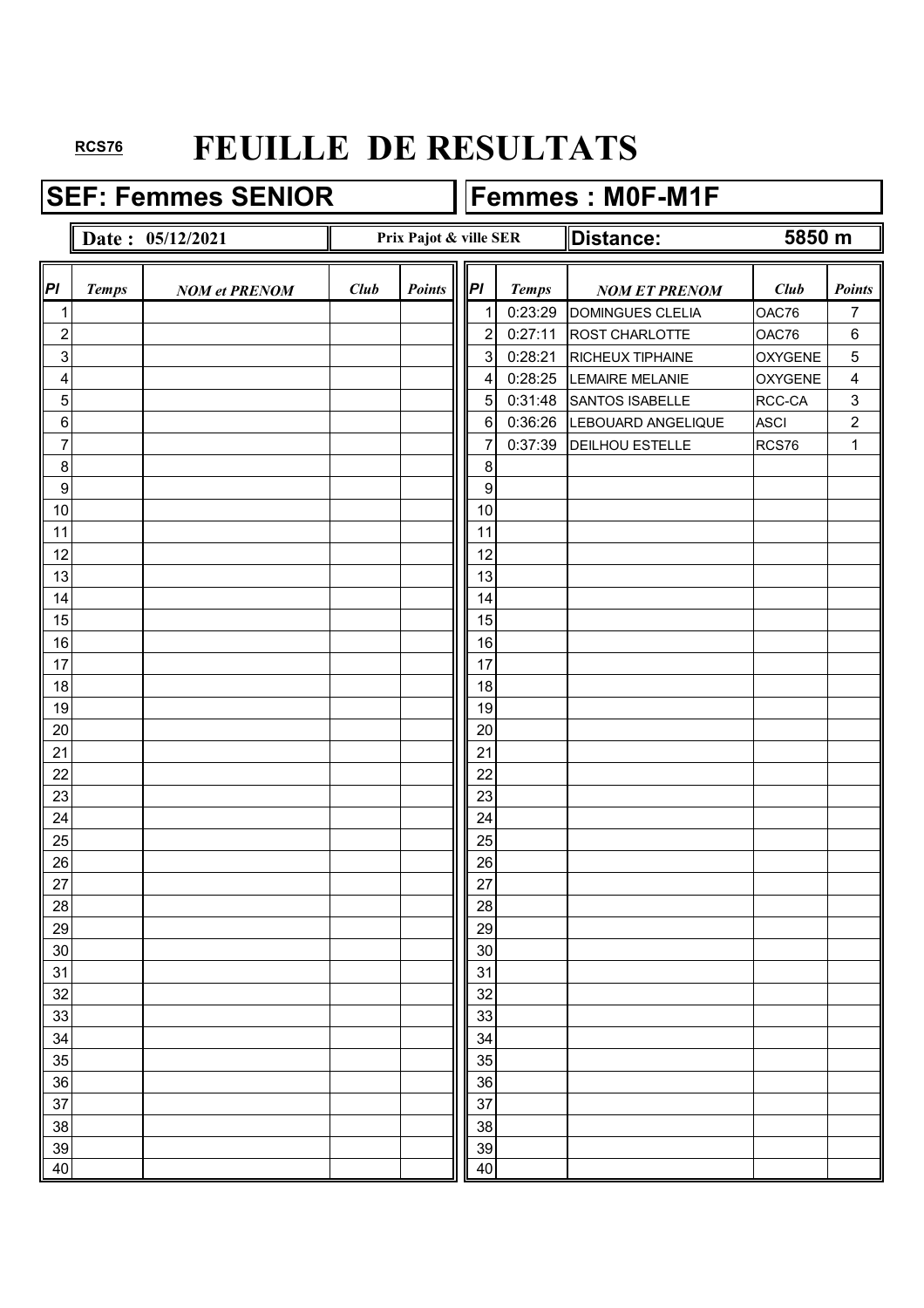RCS76

# FEUILLE DE RESULTATS

## SEF: Femmes SENIOR

## Femmes : M0F-M1F

**Date : 05/12/2021** | **Prix Pajot & ville SER** | **Distance: 5850 m**

| Pl | Temps | NOM et PRENOM | Club | Points | Pl | Temps | NOM ET PRENOM | Club | Points |
|---|---|---|---|---|---|---|---|---|---|
| 1 | | | | | 1 | 0:23:29 | DOMINGUES CLELIA | OAC76 | 7 |
| 2 | | | | | 2 | 0:27:11 | ROST CHARLOTTE | OAC76 | 6 |
| 3 | | | | | 3 | 0:28:21 | RICHEUX TIPHAINE | OXYGENE | 5 |
| 4 | | | | | 4 | 0:28:25 | LEMAIRE MELANIE | OXYGENE | 4 |
| 5 | | | | | 5 | 0:31:48 | SANTOS ISABELLE | RCC-CA | 3 |
| 6 | | | | | 6 | 0:36:26 | LEBOUARD ANGELIQUE | ASCI | 2 |
| 7 | | | | | 7 | 0:37:39 | DEILHOU ESTELLE | RCS76 | 1 |
| 8 | | | | | 8 | | | | |
| 9 | | | | | 9 | | | | |
| 10 | | | | | 10 | | | | |
| 11 | | | | | 11 | | | | |
| 12 | | | | | 12 | | | | |
| 13 | | | | | 13 | | | | |
| 14 | | | | | 14 | | | | |
| 15 | | | | | 15 | | | | |
| 16 | | | | | 16 | | | | |
| 17 | | | | | 17 | | | | |
| 18 | | | | | 18 | | | | |
| 19 | | | | | 19 | | | | |
| 20 | | | | | 20 | | | | |
| 21 | | | | | 21 | | | | |
| 22 | | | | | 22 | | | | |
| 23 | | | | | 23 | | | | |
| 24 | | | | | 24 | | | | |
| 25 | | | | | 25 | | | | |
| 26 | | | | | 26 | | | | |
| 27 | | | | | 27 | | | | |
| 28 | | | | | 28 | | | | |
| 29 | | | | | 29 | | | | |
| 30 | | | | | 30 | | | | |
| 31 | | | | | 31 | | | | |
| 32 | | | | | 32 | | | | |
| 33 | | | | | 33 | | | | |
| 34 | | | | | 34 | | | | |
| 35 | | | | | 35 | | | | |
| 36 | | | | | 36 | | | | |
| 37 | | | | | 37 | | | | |
| 38 | | | | | 38 | | | | |
| 39 | | | | | 39 | | | | |
| 40 | | | | | 40 | | | | |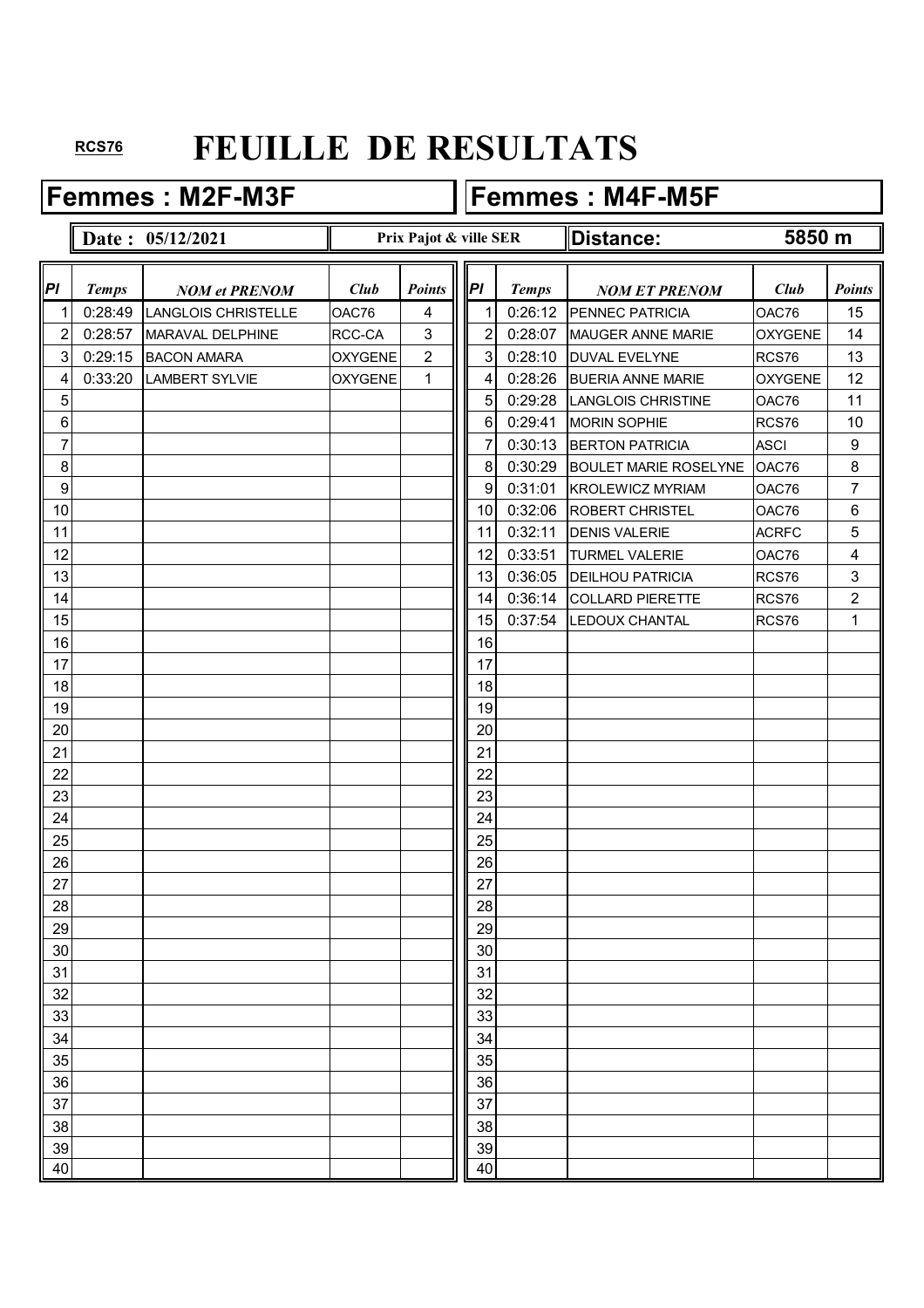RCS76

# FEUILLE DE RESULTATS

## Femmes : M2F-M3F

## Femmes : M4F-M5F

**Date : 05/12/2021** | **Prix Pajot & ville SER** | **Distance: 5850 m**

| Pl | Temps | NOM et PRENOM | Club | Points | Pl | Temps | NOM ET PRENOM | Club | Points |
|---|---|---|---|---|---|---|---|---|---|
| 1 | 0:28:49 | LANGLOIS CHRISTELLE | OAC76 | 4 | 1 | 0:26:12 | PENNEC PATRICIA | OAC76 | 15 |
| 2 | 0:28:57 | MARAVAL DELPHINE | RCC-CA | 3 | 2 | 0:28:07 | MAUGER ANNE MARIE | OXYGENE | 14 |
| 3 | 0:29:15 | BACON AMARA | OXYGENE | 2 | 3 | 0:28:10 | DUVAL EVELYNE | RCS76 | 13 |
| 4 | 0:33:20 | LAMBERT SYLVIE | OXYGENE | 1 | 4 | 0:28:26 | BUERIA ANNE MARIE | OXYGENE | 12 |
| 5 | | | | | 5 | 0:29:28 | LANGLOIS CHRISTINE | OAC76 | 11 |
| 6 | | | | | 6 | 0:29:41 | MORIN SOPHIE | RCS76 | 10 |
| 7 | | | | | 7 | 0:30:13 | BERTON PATRICIA | ASCI | 9 |
| 8 | | | | | 8 | 0:30:29 | BOULET MARIE ROSELYNE | OAC76 | 8 |
| 9 | | | | | 9 | 0:31:01 | KROLEWICZ MYRIAM | OAC76 | 7 |
| 10 | | | | | 10 | 0:32:06 | ROBERT CHRISTEL | OAC76 | 6 |
| 11 | | | | | 11 | 0:32:11 | DENIS VALERIE | ACRFC | 5 |
| 12 | | | | | 12 | 0:33:51 | TURMEL VALERIE | OAC76 | 4 |
| 13 | | | | | 13 | 0:36:05 | DEILHOU PATRICIA | RCS76 | 3 |
| 14 | | | | | 14 | 0:36:14 | COLLARD PIERETTE | RCS76 | 2 |
| 15 | | | | | 15 | 0:37:54 | LEDOUX CHANTAL | RCS76 | 1 |
| 16 | | | | | 16 | | | | |
| 17 | | | | | 17 | | | | |
| 18 | | | | | 18 | | | | |
| 19 | | | | | 19 | | | | |
| 20 | | | | | 20 | | | | |
| 21 | | | | | 21 | | | | |
| 22 | | | | | 22 | | | | |
| 23 | | | | | 23 | | | | |
| 24 | | | | | 24 | | | | |
| 25 | | | | | 25 | | | | |
| 26 | | | | | 26 | | | | |
| 27 | | | | | 27 | | | | |
| 28 | | | | | 28 | | | | |
| 29 | | | | | 29 | | | | |
| 30 | | | | | 30 | | | | |
| 31 | | | | | 31 | | | | |
| 32 | | | | | 32 | | | | |
| 33 | | | | | 33 | | | | |
| 34 | | | | | 34 | | | | |
| 35 | | | | | 35 | | | | |
| 36 | | | | | 36 | | | | |
| 37 | | | | | 37 | | | | |
| 38 | | | | | 38 | | | | |
| 39 | | | | | 39 | | | | |
| 40 | | | | | 40 | | | | |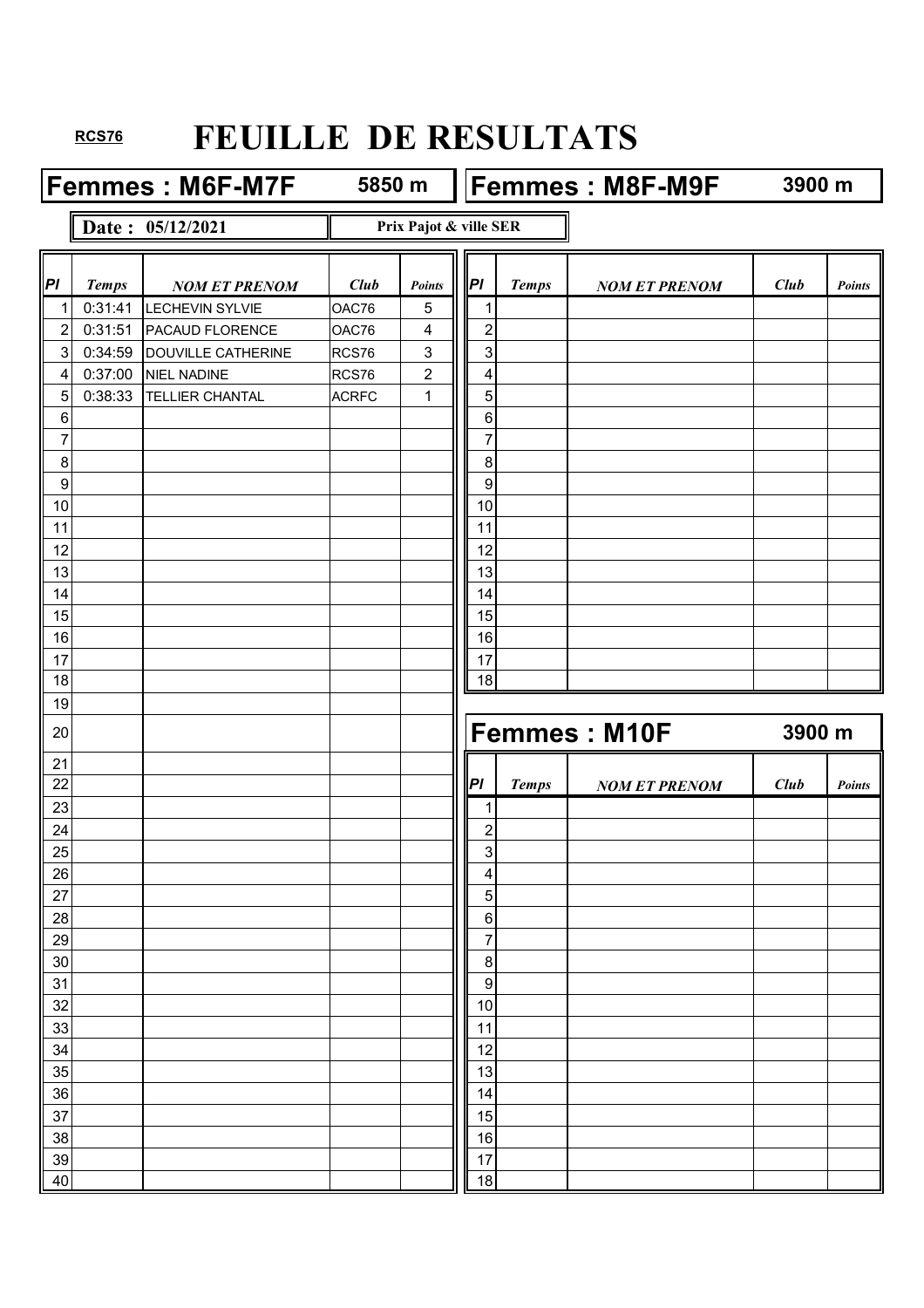RCS76

# FEUILLE DE RESULTATS

## Femmes : M6F-M7F 5850 m

**Date : 05/12/2021** — **Prix Pajot & ville SER**

| Pl | Temps | NOM ET PRENOM | Club | Points |
|---|---|---|---|---|
| 1 | 0:31:41 | LECHEVIN SYLVIE | OAC76 | 5 |
| 2 | 0:31:51 | PACAUD FLORENCE | OAC76 | 4 |
| 3 | 0:34:59 | DOUVILLE CATHERINE | RCS76 | 3 |
| 4 | 0:37:00 | NIEL NADINE | RCS76 | 2 |
| 5 | 0:38:33 | TELLIER CHANTAL | ACRFC | 1 |
| 6 | | | | |
| 7 | | | | |
| 8 | | | | |
| 9 | | | | |
| 10 | | | | |
| 11 | | | | |
| 12 | | | | |
| 13 | | | | |
| 14 | | | | |
| 15 | | | | |
| 16 | | | | |
| 17 | | | | |
| 18 | | | | |
| 19 | | | | |
| 20 | | | | |
| 21 | | | | |
| 22 | | | | |
| 23 | | | | |
| 24 | | | | |
| 25 | | | | |
| 26 | | | | |
| 27 | | | | |
| 28 | | | | |
| 29 | | | | |
| 30 | | | | |
| 31 | | | | |
| 32 | | | | |
| 33 | | | | |
| 34 | | | | |
| 35 | | | | |
| 36 | | | | |
| 37 | | | | |
| 38 | | | | |
| 39 | | | | |
| 40 | | | | |

## Femmes : M8F-M9F 3900 m

| Pl | Temps | NOM ET PRENOM | Club | Points |
|---|---|---|---|---|
| 1 | | | | |
| 2 | | | | |
| 3 | | | | |
| 4 | | | | |
| 5 | | | | |
| 6 | | | | |
| 7 | | | | |
| 8 | | | | |
| 9 | | | | |
| 10 | | | | |
| 11 | | | | |
| 12 | | | | |
| 13 | | | | |
| 14 | | | | |
| 15 | | | | |
| 16 | | | | |
| 17 | | | | |
| 18 | | | | |

## Femmes : M10F 3900 m

| Pl | Temps | NOM ET PRENOM | Club | Points |
|---|---|---|---|---|
| 1 | | | | |
| 2 | | | | |
| 3 | | | | |
| 4 | | | | |
| 5 | | | | |
| 6 | | | | |
| 7 | | | | |
| 8 | | | | |
| 9 | | | | |
| 10 | | | | |
| 11 | | | | |
| 12 | | | | |
| 13 | | | | |
| 14 | | | | |
| 15 | | | | |
| 16 | | | | |
| 17 | | | | |
| 18 | | | | |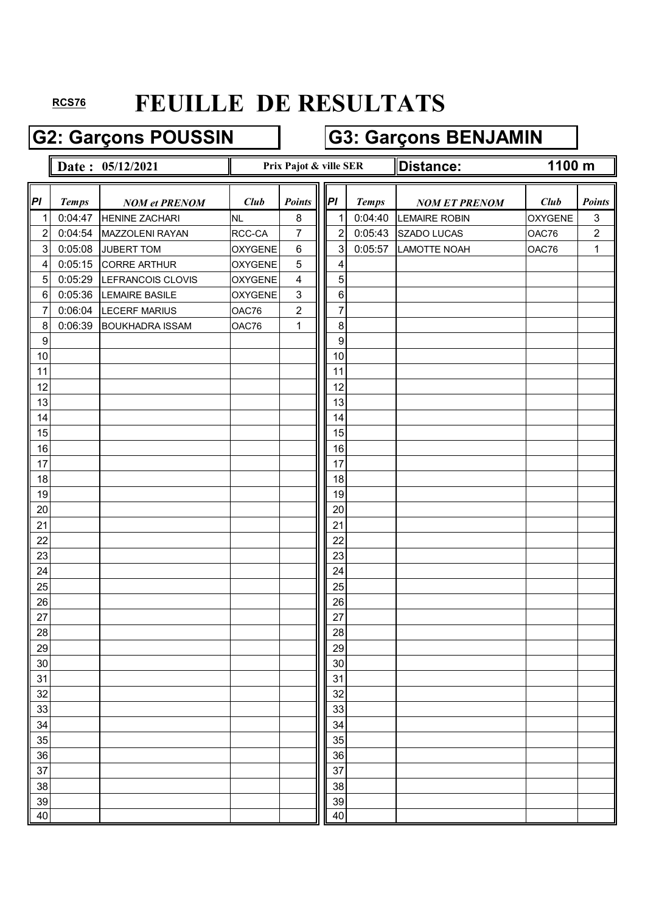RCS76

# FEUILLE DE RESULTATS

## G2: Garçons POUSSIN

## G3: Garçons BENJAMIN

**Date : 05/12/2021** | **Prix Pajot & ville SER** | **Distance: 1100 m**

| Pl | Temps | NOM et PRENOM | Club | Points | Pl | Temps | NOM ET PRENOM | Club | Points |
|---|---|---|---|---|---|---|---|---|---|
| 1 | 0:04:47 | HENINE ZACHARI | NL | 8 | 1 | 0:04:40 | LEMAIRE ROBIN | OXYGENE | 3 |
| 2 | 0:04:54 | MAZZOLENI RAYAN | RCC-CA | 7 | 2 | 0:05:43 | SZADO LUCAS | OAC76 | 2 |
| 3 | 0:05:08 | JUBERT TOM | OXYGENE | 6 | 3 | 0:05:57 | LAMOTTE NOAH | OAC76 | 1 |
| 4 | 0:05:15 | CORRE ARTHUR | OXYGENE | 5 | 4 | | | | |
| 5 | 0:05:29 | LEFRANCOIS CLOVIS | OXYGENE | 4 | 5 | | | | |
| 6 | 0:05:36 | LEMAIRE BASILE | OXYGENE | 3 | 6 | | | | |
| 7 | 0:06:04 | LECERF MARIUS | OAC76 | 2 | 7 | | | | |
| 8 | 0:06:39 | BOUKHADRA ISSAM | OAC76 | 1 | 8 | | | | |
| 9 | | | | | 9 | | | | |
| 10 | | | | | 10 | | | | |
| 11 | | | | | 11 | | | | |
| 12 | | | | | 12 | | | | |
| 13 | | | | | 13 | | | | |
| 14 | | | | | 14 | | | | |
| 15 | | | | | 15 | | | | |
| 16 | | | | | 16 | | | | |
| 17 | | | | | 17 | | | | |
| 18 | | | | | 18 | | | | |
| 19 | | | | | 19 | | | | |
| 20 | | | | | 20 | | | | |
| 21 | | | | | 21 | | | | |
| 22 | | | | | 22 | | | | |
| 23 | | | | | 23 | | | | |
| 24 | | | | | 24 | | | | |
| 25 | | | | | 25 | | | | |
| 26 | | | | | 26 | | | | |
| 27 | | | | | 27 | | | | |
| 28 | | | | | 28 | | | | |
| 29 | | | | | 29 | | | | |
| 30 | | | | | 30 | | | | |
| 31 | | | | | 31 | | | | |
| 32 | | | | | 32 | | | | |
| 33 | | | | | 33 | | | | |
| 34 | | | | | 34 | | | | |
| 35 | | | | | 35 | | | | |
| 36 | | | | | 36 | | | | |
| 37 | | | | | 37 | | | | |
| 38 | | | | | 38 | | | | |
| 39 | | | | | 39 | | | | |
| 40 | | | | | 40 | | | | |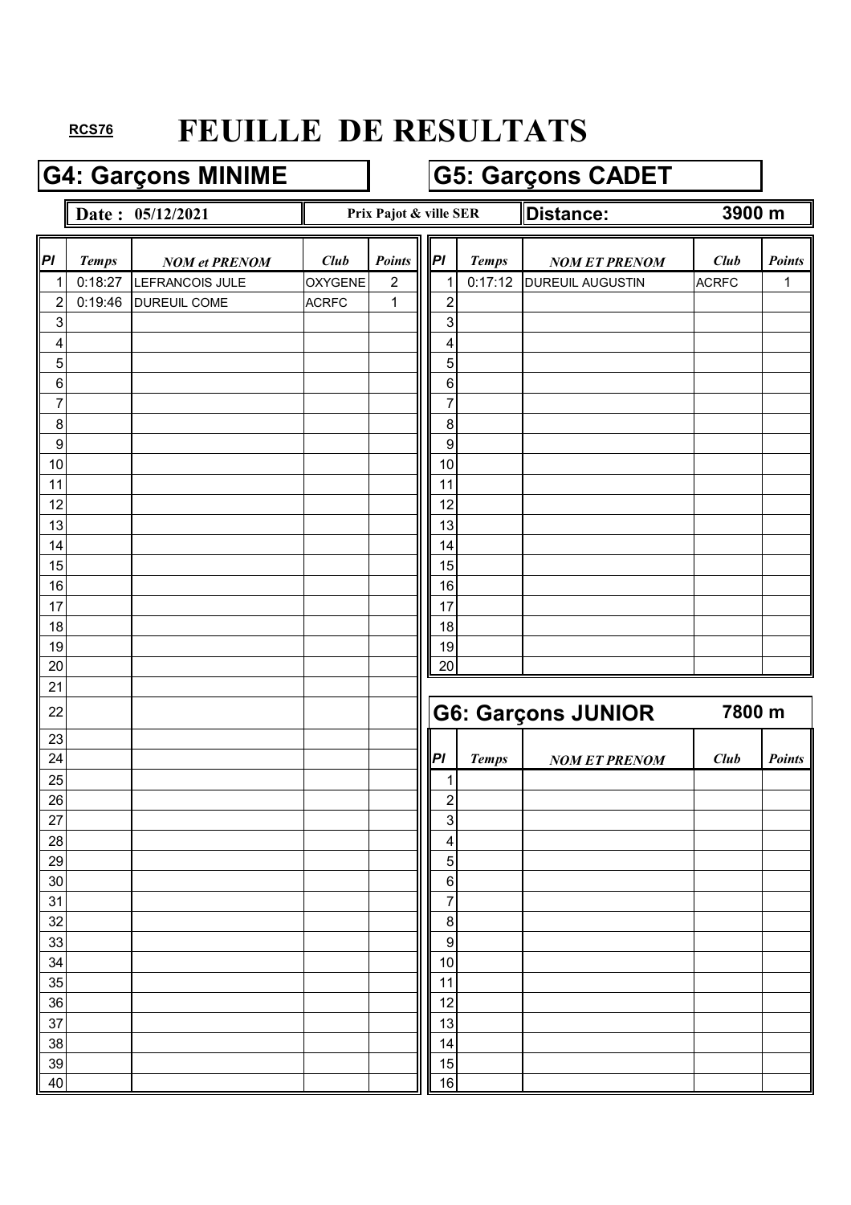RCS76

# FEUILLE DE RESULTATS

## G4: Garçons MINIME

**Date : 05/12/2021** | **Prix Pajot & ville SER** | **Distance: 3900 m**

| Pl | Temps | NOM et PRENOM | Club | Points |
|---|---|---|---|---|
| 1 | 0:18:27 | LEFRANCOIS JULE | OXYGENE | 2 |
| 2 | 0:19:46 | DUREUIL COME | ACRFC | 1 |
| 3 | | | | |
| 4 | | | | |
| 5 | | | | |
| 6 | | | | |
| 7 | | | | |
| 8 | | | | |
| 9 | | | | |
| 10 | | | | |
| 11 | | | | |
| 12 | | | | |
| 13 | | | | |
| 14 | | | | |
| 15 | | | | |
| 16 | | | | |
| 17 | | | | |
| 18 | | | | |
| 19 | | | | |
| 20 | | | | |
| 21 | | | | |
| 22 | | | | |
| 23 | | | | |
| 24 | | | | |
| 25 | | | | |
| 26 | | | | |
| 27 | | | | |
| 28 | | | | |
| 29 | | | | |
| 30 | | | | |
| 31 | | | | |
| 32 | | | | |
| 33 | | | | |
| 34 | | | | |
| 35 | | | | |
| 36 | | | | |
| 37 | | | | |
| 38 | | | | |
| 39 | | | | |
| 40 | | | | |

## G5: Garçons CADET

| Pl | Temps | NOM ET PRENOM | Club | Points |
|---|---|---|---|---|
| 1 | 0:17:12 | DUREUIL AUGUSTIN | ACRFC | 1 |
| 2 | | | | |
| 3 | | | | |
| 4 | | | | |
| 5 | | | | |
| 6 | | | | |
| 7 | | | | |
| 8 | | | | |
| 9 | | | | |
| 10 | | | | |
| 11 | | | | |
| 12 | | | | |
| 13 | | | | |
| 14 | | | | |
| 15 | | | | |
| 16 | | | | |
| 17 | | | | |
| 18 | | | | |
| 19 | | | | |
| 20 | | | | |

## G6: Garçons JUNIOR — 7800 m

| Pl | Temps | NOM ET PRENOM | Club | Points |
|---|---|---|---|---|
| 1 | | | | |
| 2 | | | | |
| 3 | | | | |
| 4 | | | | |
| 5 | | | | |
| 6 | | | | |
| 7 | | | | |
| 8 | | | | |
| 9 | | | | |
| 10 | | | | |
| 11 | | | | |
| 12 | | | | |
| 13 | | | | |
| 14 | | | | |
| 15 | | | | |
| 16 | | | | |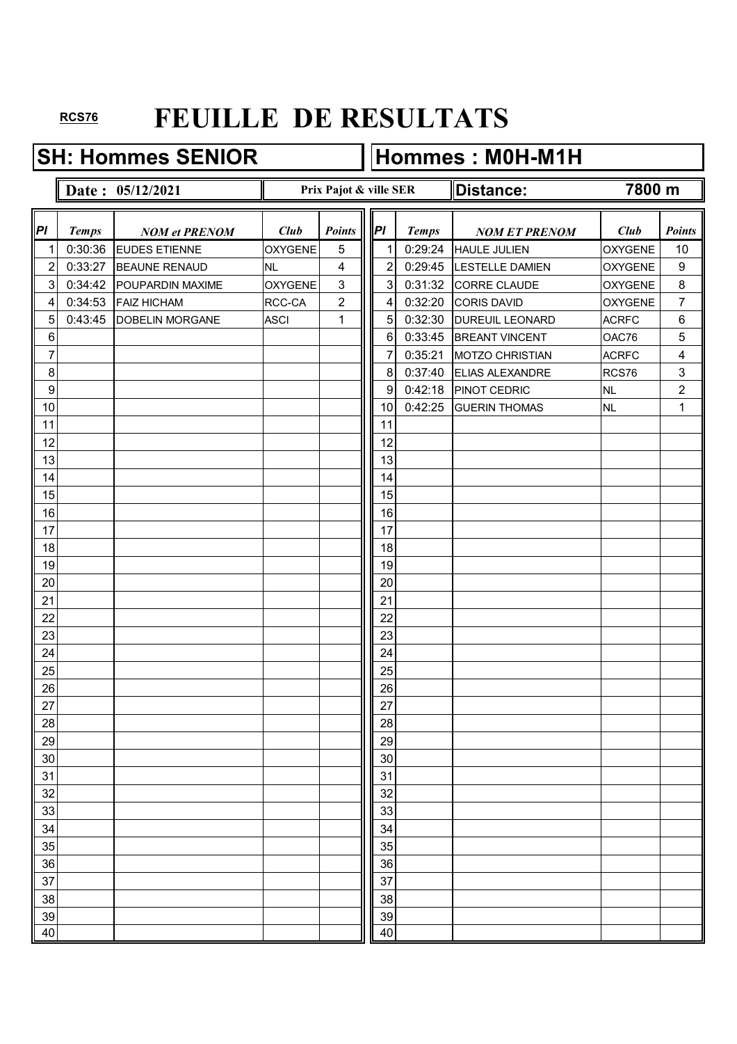**RCS76**

# FEUILLE DE RESULTATS

## SH: Hommes SENIOR

## Hommes : M0H-M1H

**Date : 05/12/2021** — **Prix Pajot & ville SER** — **Distance: 7800 m**

| Pl | Temps | NOM et PRENOM | Club | Points | Pl | Temps | NOM ET PRENOM | Club | Points |
|---|---|---|---|---|---|---|---|---|---|
| 1 | 0:30:36 | EUDES ETIENNE | OXYGENE | 5 | 1 | 0:29:24 | HAULE JULIEN | OXYGENE | 10 |
| 2 | 0:33:27 | BEAUNE RENAUD | NL | 4 | 2 | 0:29:45 | LESTELLE DAMIEN | OXYGENE | 9 |
| 3 | 0:34:42 | POUPARDIN MAXIME | OXYGENE | 3 | 3 | 0:31:32 | CORRE CLAUDE | OXYGENE | 8 |
| 4 | 0:34:53 | FAIZ HICHAM | RCC-CA | 2 | 4 | 0:32:20 | CORIS DAVID | OXYGENE | 7 |
| 5 | 0:43:45 | DOBELIN MORGANE | ASCI | 1 | 5 | 0:32:30 | DUREUIL LEONARD | ACRFC | 6 |
| 6 | | | | | 6 | 0:33:45 | BREANT VINCENT | OAC76 | 5 |
| 7 | | | | | 7 | 0:35:21 | MOTZO CHRISTIAN | ACRFC | 4 |
| 8 | | | | | 8 | 0:37:40 | ELIAS ALEXANDRE | RCS76 | 3 |
| 9 | | | | | 9 | 0:42:18 | PINOT CEDRIC | NL | 2 |
| 10 | | | | | 10 | 0:42:25 | GUERIN THOMAS | NL | 1 |
| 11 | | | | | 11 | | | | |
| 12 | | | | | 12 | | | | |
| 13 | | | | | 13 | | | | |
| 14 | | | | | 14 | | | | |
| 15 | | | | | 15 | | | | |
| 16 | | | | | 16 | | | | |
| 17 | | | | | 17 | | | | |
| 18 | | | | | 18 | | | | |
| 19 | | | | | 19 | | | | |
| 20 | | | | | 20 | | | | |
| 21 | | | | | 21 | | | | |
| 22 | | | | | 22 | | | | |
| 23 | | | | | 23 | | | | |
| 24 | | | | | 24 | | | | |
| 25 | | | | | 25 | | | | |
| 26 | | | | | 26 | | | | |
| 27 | | | | | 27 | | | | |
| 28 | | | | | 28 | | | | |
| 29 | | | | | 29 | | | | |
| 30 | | | | | 30 | | | | |
| 31 | | | | | 31 | | | | |
| 32 | | | | | 32 | | | | |
| 33 | | | | | 33 | | | | |
| 34 | | | | | 34 | | | | |
| 35 | | | | | 35 | | | | |
| 36 | | | | | 36 | | | | |
| 37 | | | | | 37 | | | | |
| 38 | | | | | 38 | | | | |
| 39 | | | | | 39 | | | | |
| 40 | | | | | 40 | | | | |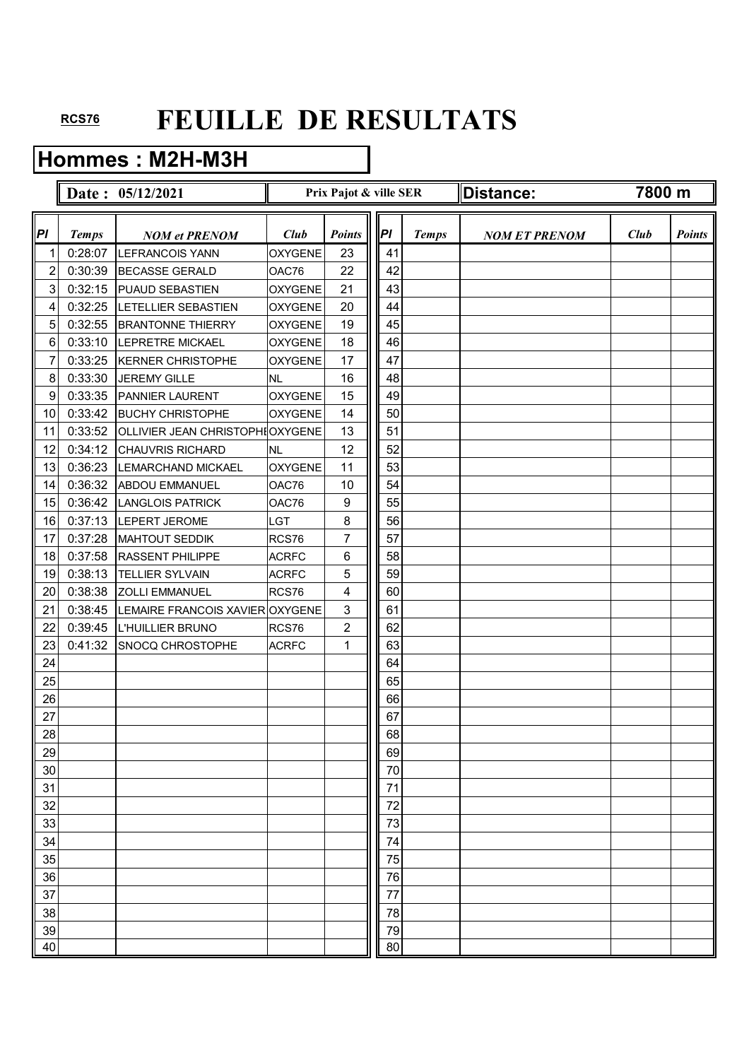RCS76

# FEUILLE DE RESULTATS

## Hommes : M2H-M3H

**Date : 05/12/2021** | **Prix Pajot & ville SER** | **Distance: 7800 m**

| Pl | Temps | NOM et PRENOM | Club | Points | Pl | Temps | NOM ET PRENOM | Club | Points |
|---|---|---|---|---|---|---|---|---|---|
| 1 | 0:28:07 | LEFRANCOIS YANN | OXYGENE | 23 | 41 | | | | |
| 2 | 0:30:39 | BECASSE GERALD | OAC76 | 22 | 42 | | | | |
| 3 | 0:32:15 | PUAUD SEBASTIEN | OXYGENE | 21 | 43 | | | | |
| 4 | 0:32:25 | LETELLIER SEBASTIEN | OXYGENE | 20 | 44 | | | | |
| 5 | 0:32:55 | BRANTONNE THIERRY | OXYGENE | 19 | 45 | | | | |
| 6 | 0:33:10 | LEPRETRE MICKAEL | OXYGENE | 18 | 46 | | | | |
| 7 | 0:33:25 | KERNER CHRISTOPHE | OXYGENE | 17 | 47 | | | | |
| 8 | 0:33:30 | JEREMY GILLE | NL | 16 | 48 | | | | |
| 9 | 0:33:35 | PANNIER LAURENT | OXYGENE | 15 | 49 | | | | |
| 10 | 0:33:42 | BUCHY CHRISTOPHE | OXYGENE | 14 | 50 | | | | |
| 11 | 0:33:52 | OLLIVIER JEAN CHRISTOPHE | OXYGENE | 13 | 51 | | | | |
| 12 | 0:34:12 | CHAUVRIS RICHARD | NL | 12 | 52 | | | | |
| 13 | 0:36:23 | LEMARCHAND MICKAEL | OXYGENE | 11 | 53 | | | | |
| 14 | 0:36:32 | ABDOU EMMANUEL | OAC76 | 10 | 54 | | | | |
| 15 | 0:36:42 | LANGLOIS PATRICK | OAC76 | 9 | 55 | | | | |
| 16 | 0:37:13 | LEPERT JEROME | LGT | 8 | 56 | | | | |
| 17 | 0:37:28 | MAHTOUT SEDDIK | RCS76 | 7 | 57 | | | | |
| 18 | 0:37:58 | RASSENT PHILIPPE | ACRFC | 6 | 58 | | | | |
| 19 | 0:38:13 | TELLIER SYLVAIN | ACRFC | 5 | 59 | | | | |
| 20 | 0:38:38 | ZOLLI EMMANUEL | RCS76 | 4 | 60 | | | | |
| 21 | 0:38:45 | LEMAIRE FRANCOIS XAVIER | OXYGENE | 3 | 61 | | | | |
| 22 | 0:39:45 | L'HUILLIER BRUNO | RCS76 | 2 | 62 | | | | |
| 23 | 0:41:32 | SNOCQ CHROSTOPHE | ACRFC | 1 | 63 | | | | |
| 24 | | | | | 64 | | | | |
| 25 | | | | | 65 | | | | |
| 26 | | | | | 66 | | | | |
| 27 | | | | | 67 | | | | |
| 28 | | | | | 68 | | | | |
| 29 | | | | | 69 | | | | |
| 30 | | | | | 70 | | | | |
| 31 | | | | | 71 | | | | |
| 32 | | | | | 72 | | | | |
| 33 | | | | | 73 | | | | |
| 34 | | | | | 74 | | | | |
| 35 | | | | | 75 | | | | |
| 36 | | | | | 76 | | | | |
| 37 | | | | | 77 | | | | |
| 38 | | | | | 78 | | | | |
| 39 | | | | | 79 | | | | |
| 40 | | | | | 80 | | | | |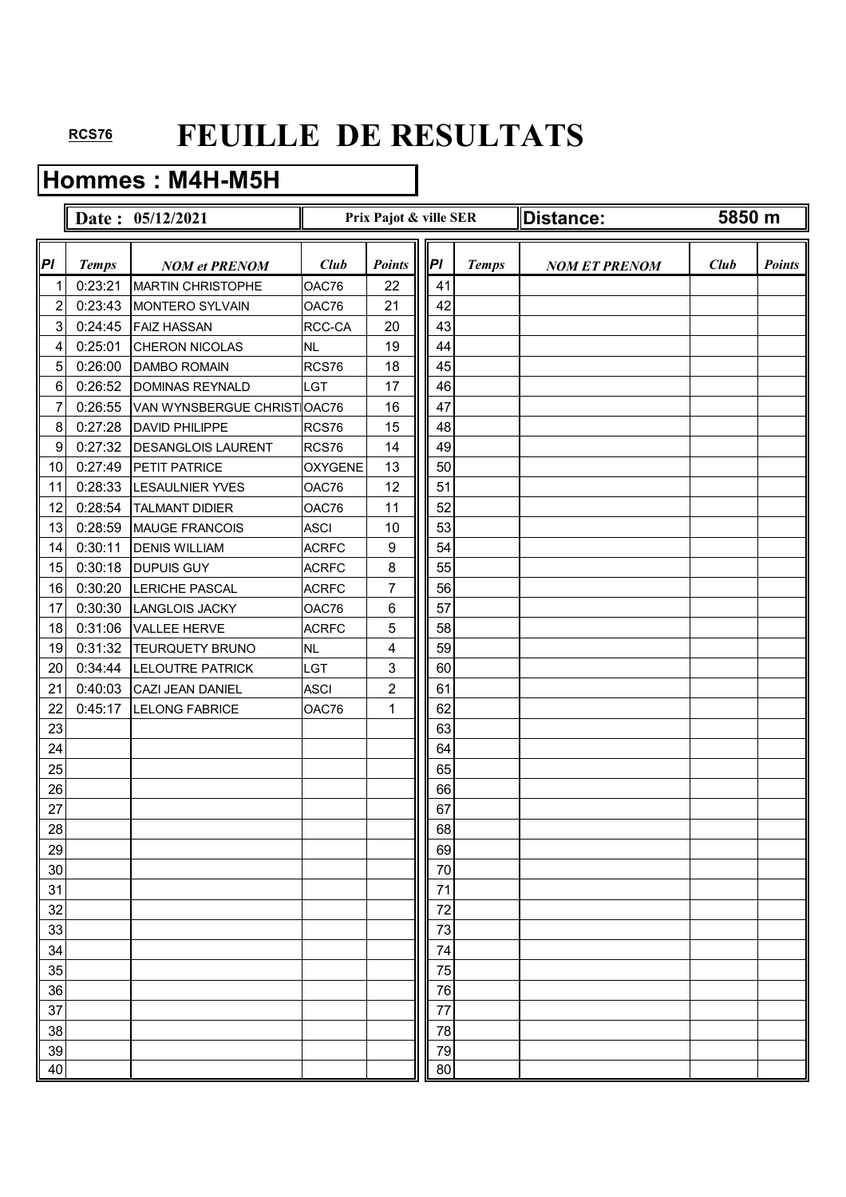RCS76

# FEUILLE DE RESULTATS

## Hommes : M4H-M5H

**Date : 05/12/2021** | **Prix Pajot & ville SER** | **Distance: 5850 m**

| Pl | Temps | NOM et PRENOM | Club | Points |
|---|---|---|---|---|
| 1 | 0:23:21 | MARTIN CHRISTOPHE | OAC76 | 22 |
| 2 | 0:23:43 | MONTERO SYLVAIN | OAC76 | 21 |
| 3 | 0:24:45 | FAIZ HASSAN | RCC-CA | 20 |
| 4 | 0:25:01 | CHERON NICOLAS | NL | 19 |
| 5 | 0:26:00 | DAMBO ROMAIN | RCS76 | 18 |
| 6 | 0:26:52 | DOMINAS REYNALD | LGT | 17 |
| 7 | 0:26:55 | VAN WYNSBERGUE CHRISTI | OAC76 | 16 |
| 8 | 0:27:28 | DAVID PHILIPPE | RCS76 | 15 |
| 9 | 0:27:32 | DESANGLOIS LAURENT | RCS76 | 14 |
| 10 | 0:27:49 | PETIT PATRICE | OXYGENE | 13 |
| 11 | 0:28:33 | LESAULNIER YVES | OAC76 | 12 |
| 12 | 0:28:54 | TALMANT DIDIER | OAC76 | 11 |
| 13 | 0:28:59 | MAUGE FRANCOIS | ASCI | 10 |
| 14 | 0:30:11 | DENIS WILLIAM | ACRFC | 9 |
| 15 | 0:30:18 | DUPUIS GUY | ACRFC | 8 |
| 16 | 0:30:20 | LERICHE PASCAL | ACRFC | 7 |
| 17 | 0:30:30 | LANGLOIS JACKY | OAC76 | 6 |
| 18 | 0:31:06 | VALLEE HERVE | ACRFC | 5 |
| 19 | 0:31:32 | TEURQUETY BRUNO | NL | 4 |
| 20 | 0:34:44 | LELOUTRE PATRICK | LGT | 3 |
| 21 | 0:40:03 | CAZI JEAN DANIEL | ASCI | 2 |
| 22 | 0:45:17 | LELONG FABRICE | OAC76 | 1 |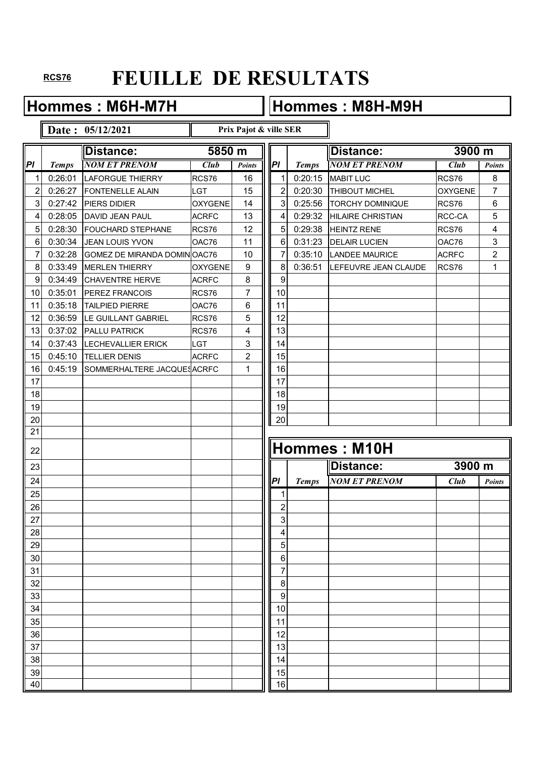RCS76

# FEUILLE DE RESULTATS

## Hommes : M6H-M7H

**Date : 05/12/2021** — **Prix Pajot & ville SER**

**Distance: 5850 m**

| Pl | Temps | NOM ET PRENOM | Club | Points |
|---|---|---|---|---|
| 1 | 0:26:01 | LAFORGUE THIERRY | RCS76 | 16 |
| 2 | 0:26:27 | FONTENELLE ALAIN | LGT | 15 |
| 3 | 0:27:42 | PIERS DIDIER | OXYGENE | 14 |
| 4 | 0:28:05 | DAVID JEAN PAUL | ACRFC | 13 |
| 5 | 0:28:30 | FOUCHARD STEPHANE | RCS76 | 12 |
| 6 | 0:30:34 | JEAN LOUIS YVON | OAC76 | 11 |
| 7 | 0:32:28 | GOMEZ DE MIRANDA DOMIN | OAC76 | 10 |
| 8 | 0:33:49 | MERLEN THIERRY | OXYGENE | 9 |
| 9 | 0:34:49 | CHAVENTRE HERVE | ACRFC | 8 |
| 10 | 0:35:01 | PEREZ FRANCOIS | RCS76 | 7 |
| 11 | 0:35:18 | TAILPIED PIERRE | OAC76 | 6 |
| 12 | 0:36:59 | LE GUILLANT GABRIEL | RCS76 | 5 |
| 13 | 0:37:02 | PALLU PATRICK | RCS76 | 4 |
| 14 | 0:37:43 | LECHEVALLIER ERICK | LGT | 3 |
| 15 | 0:45:10 | TELLIER DENIS | ACRFC | 2 |
| 16 | 0:45:19 | SOMMERHALTERE JACQUES | ACRFC | 1 |
| 17 | | | | |
| 18 | | | | |
| 19 | | | | |
| 20 | | | | |
| 21 | | | | |
| 22 | | | | |
| 23 | | | | |
| 24 | | | | |
| 25 | | | | |
| 26 | | | | |
| 27 | | | | |
| 28 | | | | |
| 29 | | | | |
| 30 | | | | |
| 31 | | | | |
| 32 | | | | |
| 33 | | | | |
| 34 | | | | |
| 35 | | | | |
| 36 | | | | |
| 37 | | | | |
| 38 | | | | |
| 39 | | | | |
| 40 | | | | |

## Hommes : M8H-M9H

**Distance: 3900 m**

| Pl | Temps | NOM ET PRENOM | Club | Points |
|---|---|---|---|---|
| 1 | 0:20:15 | MABIT LUC | RCS76 | 8 |
| 2 | 0:20:30 | THIBOUT MICHEL | OXYGENE | 7 |
| 3 | 0:25:56 | TORCHY DOMINIQUE | RCS76 | 6 |
| 4 | 0:29:32 | HILAIRE CHRISTIAN | RCC-CA | 5 |
| 5 | 0:29:38 | HEINTZ RENE | RCS76 | 4 |
| 6 | 0:31:23 | DELAIR LUCIEN | OAC76 | 3 |
| 7 | 0:35:10 | LANDEE MAURICE | ACRFC | 2 |
| 8 | 0:36:51 | LEFEUVRE JEAN CLAUDE | RCS76 | 1 |
| 9 | | | | |
| 10 | | | | |
| 11 | | | | |
| 12 | | | | |
| 13 | | | | |
| 14 | | | | |
| 15 | | | | |
| 16 | | | | |
| 17 | | | | |
| 18 | | | | |
| 19 | | | | |
| 20 | | | | |

## Hommes : M10H

**Distance: 3900 m**

| Pl | Temps | NOM ET PRENOM | Club | Points |
|---|---|---|---|---|
| 1 | | | | |
| 2 | | | | |
| 3 | | | | |
| 4 | | | | |
| 5 | | | | |
| 6 | | | | |
| 7 | | | | |
| 8 | | | | |
| 9 | | | | |
| 10 | | | | |
| 11 | | | | |
| 12 | | | | |
| 13 | | | | |
| 14 | | | | |
| 15 | | | | |
| 16 | | | | |